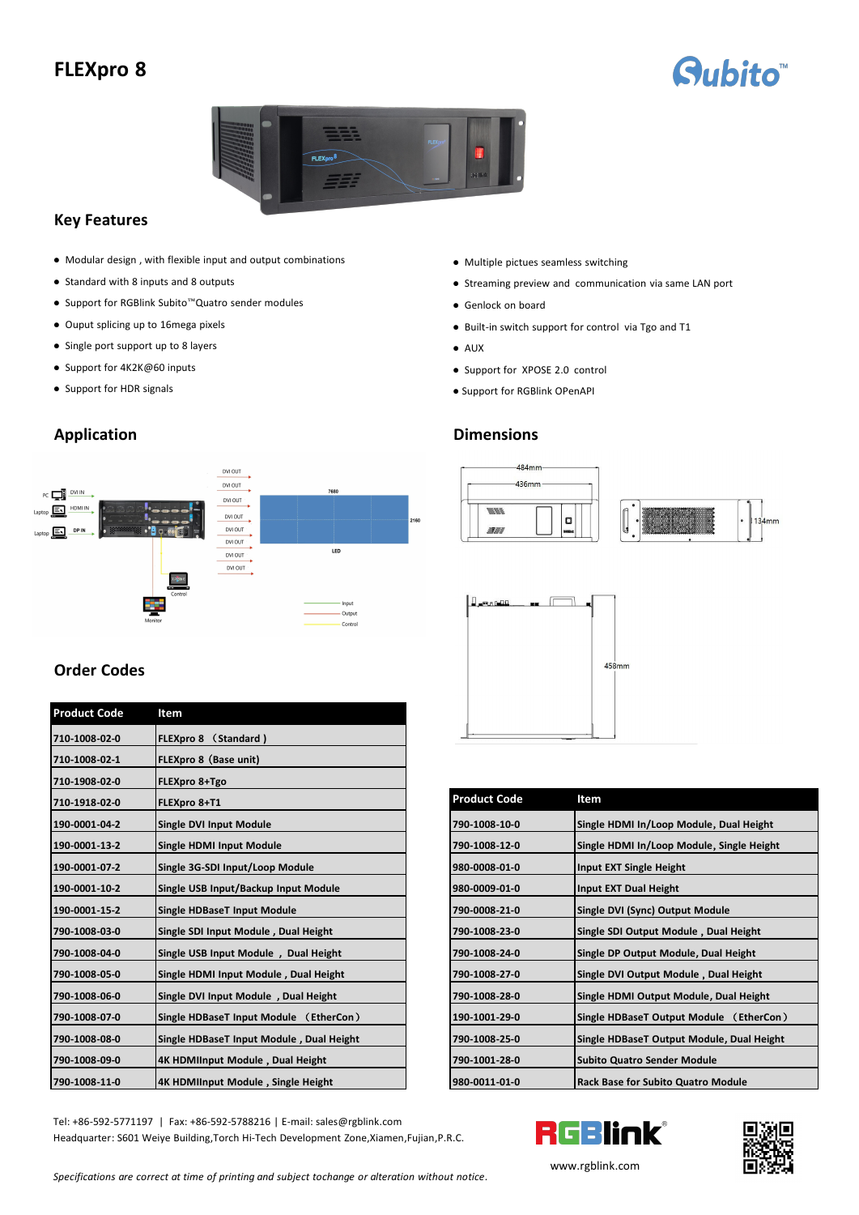# FLEXpro 8

## Key Features

- Modular design , with flexible input and output combinations
- Standard with 8 inputs and 8 outputs
- Support for RGBlink Subito™Quatro sender modules
- Ouput splicing up to 16mega pixels
- Single port support up to 8 layers
- Support for 4K2K@60 inputs
- Support for HDR signals
- Multiple pictues seamless switching
- Streaming preview and communication via same LAN port
- Genlock on board
- Built-in switch support for control via Tgo and T1
- AUX
- Support for XPOSE 2.0 control
- Support for RGBlink OPenAPI

## Application

## Dimensions

## Order Codes

| Product Code | Item |
|---|---|
| 710-1008-02-0 | FLEXpro 8 （Standard） |
| 710-1008-02-1 | FLEXpro 8 (Base unit) |
| 710-1908-02-0 | FLEXpro 8+Tgo |
| 710-1918-02-0 | FLEXpro 8+T1 |
| 190-0001-04-2 | Single DVI Input Module |
| 190-0001-13-2 | Single HDMI Input Module |
| 190-0001-07-2 | Single 3G-SDI Input/Loop Module |
| 190-0001-10-2 | Single USB Input/Backup Input Module |
| 190-0001-15-2 | Single HDBaseT Input Module |
| 790-1008-03-0 | Single SDI Input Module , Dual Height |
| 790-1008-04-0 | Single USB Input Module , Dual Height |
| 790-1008-05-0 | Single HDMI Input Module , Dual Height |
| 790-1008-06-0 | Single DVI Input Module , Dual Height |
| 790-1008-07-0 | Single HDBaseT Input Module （EtherCon） |
| 790-1008-08-0 | Single HDBaseT Input Module , Dual Height |
| 790-1008-09-0 | 4K HDMIInput Module , Dual Height |
| 790-1008-11-0 | 4K HDMIInput Module , Single Height |

| Product Code | Item |
|---|---|
| 790-1008-10-0 | Single HDMI In/Loop Module, Dual Height |
| 790-1008-12-0 | Single HDMI In/Loop Module, Single Height |
| 980-0008-01-0 | Input EXT Single Height |
| 980-0009-01-0 | Input EXT Dual Height |
| 790-0008-21-0 | Single DVI (Sync) Output Module |
| 790-1008-23-0 | Single SDI Output Module , Dual Height |
| 790-1008-24-0 | Single DP Output Module, Dual Height |
| 790-1008-27-0 | Single DVI Output Module , Dual Height |
| 790-1008-28-0 | Single HDMI Output Module, Dual Height |
| 190-1001-29-0 | Single HDBaseT Output Module （EtherCon） |
| 790-1008-25-0 | Single HDBaseT Output Module, Dual Height |
| 790-1001-28-0 | Subito Quatro Sender Module |
| 980-0011-01-0 | Rack Base for Subito Quatro Module |

Tel: +86-592-5771197 | Fax: +86-592-5788216 | E-mail: sales@rgblink.com
Headquarter: S601 Weiye Building,Torch Hi-Tech Development Zone,Xiamen,Fujian,P.R.C.

www.rgblink.com

*Specifications are correct at time of printing and subject tochange or alteration without notice.*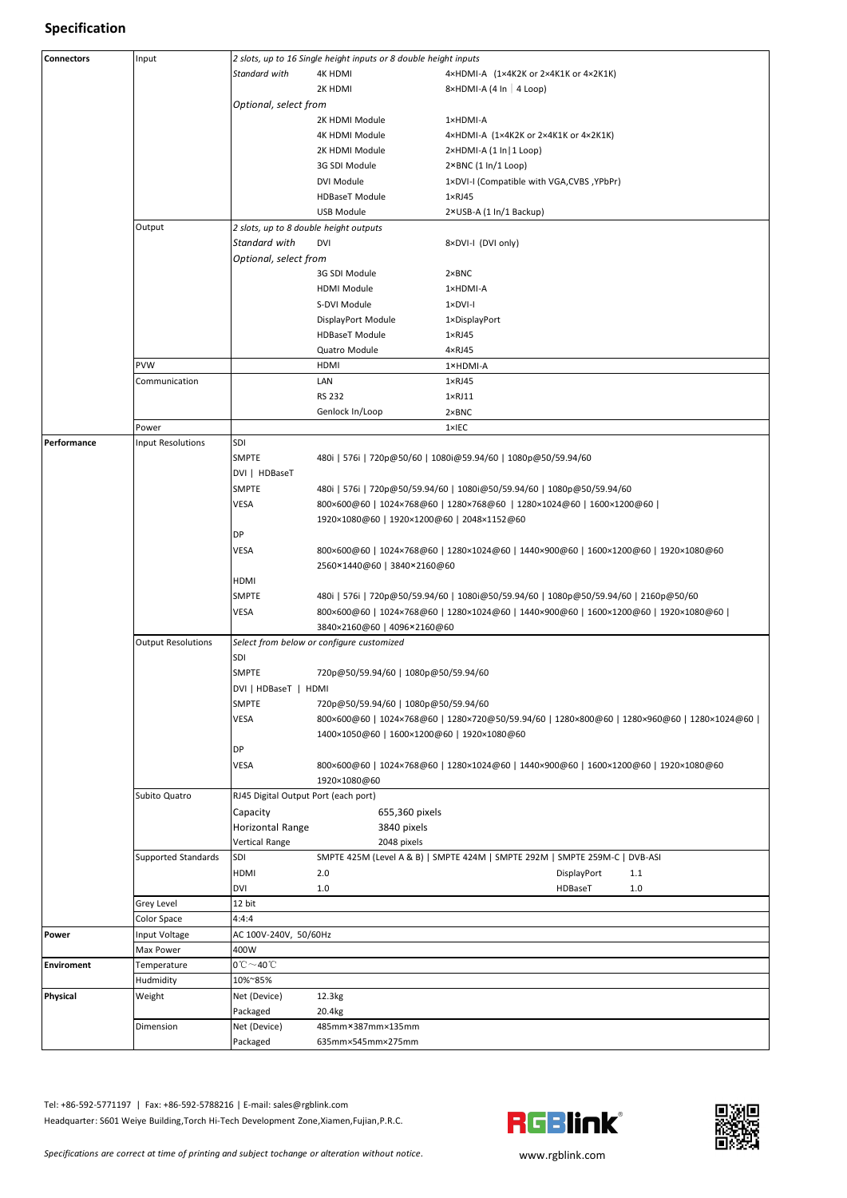## Specification

| | | | | |
|---|---|---|---|---|
| **Connectors** | Input | *2 slots, up to 16 Single height inputs or 8 double height inputs* | | |
| | | *Standard with* | 4K HDMI | 4×HDMI-A (1×4K2K or 2×4K1K or 4×2K1K) |
| | | | 2K HDMI | 8×HDMI-A (4 In｜4 Loop) |
| | | *Optional, select from* | | |
| | | | 2K HDMI Module | 1×HDMI-A |
| | | | 4K HDMI Module | 4×HDMI-A (1×4K2K or 2×4K1K or 4×2K1K) |
| | | | 2K HDMI Module | 2×HDMI-A (1 In\|1 Loop) |
| | | | 3G SDI Module | 2×BNC (1 In/1 Loop) |
| | | | DVI Module | 1×DVI-I (Compatible with VGA,CVBS ,YPbPr) |
| | | | HDBaseT Module | 1×RJ45 |
| | | | USB Module | 2×USB-A (1 In/1 Backup) |
| | Output | *2 slots, up to 8 double height outputs* | | |
| | | *Standard with* | DVI | 8×DVI-I (DVI only) |
| | | *Optional, select from* | | |
| | | | 3G SDI Module | 2×BNC |
| | | | HDMI Module | 1×HDMI-A |
| | | | S-DVI Module | 1×DVI-I |
| | | | DisplayPort Module | 1×DisplayPort |
| | | | HDBaseT Module | 1×RJ45 |
| | | | Quatro Module | 4×RJ45 |
| | PVW | | HDMI | 1×HDMI-A |
| | Communication | | LAN | 1×RJ45 |
| | | | RS 232 | 1×RJ11 |
| | | | Genlock In/Loop | 2×BNC |
| | Power | | | 1×IEC |
| **Performance** | Input Resolutions | SDI | | |
| | | SMPTE | 480i \| 576i \| 720p@50/60 \| 1080i@59.94/60 \| 1080p@50/59.94/60 | |
| | | DVI \| HDBaseT | | |
| | | SMPTE | 480i \| 576i \| 720p@50/59.94/60 \| 1080i@50/59.94/60 \| 1080p@50/59.94/60 | |
| | | VESA | 800×600@60 \| 1024×768@60 \| 1280×768@60 \| 1280×1024@60 \| 1600×1200@60 \| 1920×1080@60 \| 1920×1200@60 \| 2048×1152@60 | |
| | | DP | | |
| | | VESA | 800×600@60 \| 1024×768@60 \| 1280×1024@60 \| 1440×900@60 \| 1600×1200@60 \| 1920×1080@60 2560×1440@60 \| 3840×2160@60 | |
| | | HDMI | | |
| | | SMPTE | 480i \| 576i \| 720p@50/59.94/60 \| 1080i@50/59.94/60 \| 1080p@50/59.94/60 \| 2160p@50/60 | |
| | | VESA | 800×600@60 \| 1024×768@60 \| 1280×1024@60 \| 1440×900@60 \| 1600×1200@60 \| 1920×1080@60 \| 3840×2160@60 \| 4096×2160@60 | |
| | Output Resolutions | *Select from below or configure customized* | | |
| | | SDI | | |
| | | SMPTE | 720p@50/59.94/60 \| 1080p@50/59.94/60 | |
| | | DVI \| HDBaseT \| HDMI | | |
| | | SMPTE | 720p@50/59.94/60 \| 1080p@50/59.94/60 | |
| | | VESA | 800×600@60 \| 1024×768@60 \| 1280×720@50/59.94/60 \| 1280×800@60 \| 1280×960@60 \| 1280×1024@60 \| 1400×1050@60 \| 1600×1200@60 \| 1920×1080@60 | |
| | | DP | | |
| | | VESA | 800×600@60 \| 1024×768@60 \| 1280×1024@60 \| 1440×900@60 \| 1600×1200@60 \| 1920×1080@60 1920×1080@60 | |
| | Subito Quatro | RJ45 Digital Output Port (each port) | | |
| | | Capacity | 655,360 pixels | |
| | | Horizontal Range | 3840 pixels | |
| | | Vertical Range | 2048 pixels | |
| | Supported Standards | SDI | SMPTE 425M (Level A & B) \| SMPTE 424M \| SMPTE 292M \| SMPTE 259M-C \| DVB-ASI | |
| | | HDMI | 2.0 | DisplayPort 1.1 |
| | | DVI | 1.0 | HDBaseT 1.0 |
| | Grey Level | 12 bit | | |
| | Color Space | 4:4:4 | | |
| **Power** | Input Voltage | AC 100V-240V, 50/60Hz | | |
| | Max Power | 400W | | |
| **Enviroment** | Temperature | 0℃～40℃ | | |
| | Hudmidity | 10%~85% | | |
| **Physical** | Weight | Net (Device) | 12.3kg | |
| | | Packaged | 20.4kg | |
| | Dimension | Net (Device) | 485mm×387mm×135mm | |
| | | Packaged | 635mm×545mm×275mm | |

Tel: +86-592-5771197 | Fax: +86-592-5788216 | E-mail: sales@rgblink.com

Headquarter: S601 Weiye Building,Torch Hi-Tech Development Zone,Xiamen,Fujian,P.R.C.

RGBlink®

*Specifications are correct at time of printing and subject tochange or alteration without notice.*

www.rgblink.com